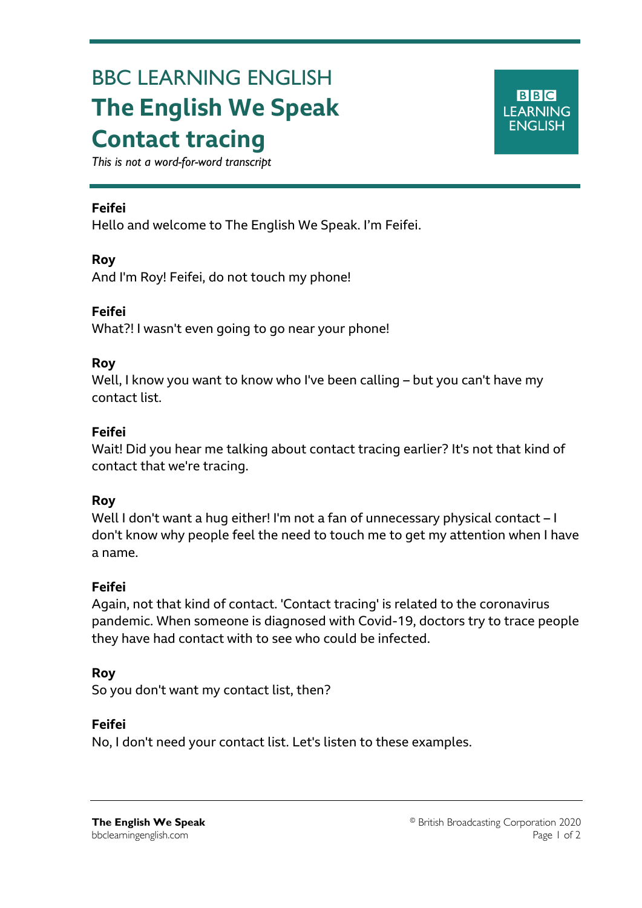# BBC LEARNING ENGLISH

# The English We Speak

# Contact tracing

*This is not a word-for-word transcript*

**Feifei**

Hello and welcome to The English We Speak. I'm Feifei.

**Roy**

And I'm Roy! Feifei, do not touch my phone!

**Feifei**

What?! I wasn't even going to go near your phone!

**Roy**

Well, I know you want to know who I've been calling – but you can't have my contact list.

**Feifei**

Wait! Did you hear me talking about contact tracing earlier? It's not that kind of contact that we're tracing.

**Roy**

Well I don't want a hug either! I'm not a fan of unnecessary physical contact – I don't know why people feel the need to touch me to get my attention when I have a name.

**Feifei**

Again, not that kind of contact. 'Contact tracing' is related to the coronavirus pandemic. When someone is diagnosed with Covid-19, doctors try to trace people they have had contact with to see who could be infected.

**Roy**

So you don't want my contact list, then?

**Feifei**

No, I don't need your contact list. Let's listen to these examples.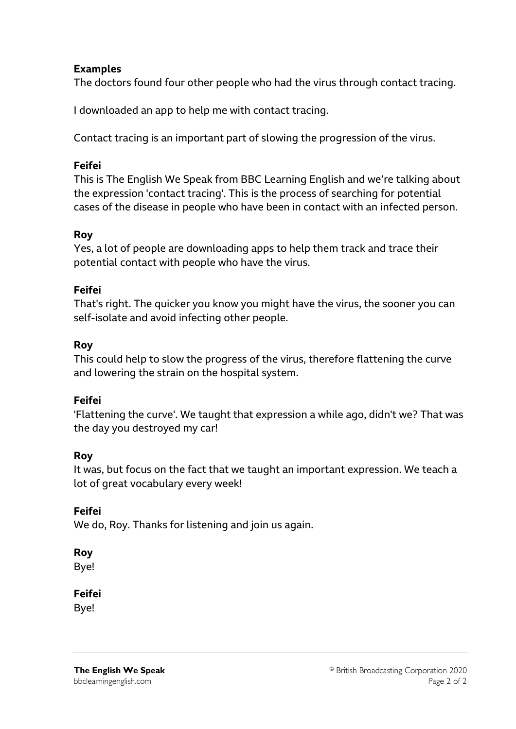**Examples**

The doctors found four other people who had the virus through contact tracing.

I downloaded an app to help me with contact tracing.

Contact tracing is an important part of slowing the progression of the virus.

**Feifei**

This is The English We Speak from BBC Learning English and we're talking about the expression 'contact tracing'. This is the process of searching for potential cases of the disease in people who have been in contact with an infected person.

**Roy**

Yes, a lot of people are downloading apps to help them track and trace their potential contact with people who have the virus.

**Feifei**

That's right. The quicker you know you might have the virus, the sooner you can self-isolate and avoid infecting other people.

**Roy**

This could help to slow the progress of the virus, therefore flattening the curve and lowering the strain on the hospital system.

**Feifei**

'Flattening the curve'. We taught that expression a while ago, didn't we? That was the day you destroyed my car!

**Roy**

It was, but focus on the fact that we taught an important expression. We teach a lot of great vocabulary every week!

**Feifei**

We do, Roy. Thanks for listening and join us again.

**Roy**

Bye!

**Feifei**

Bye!